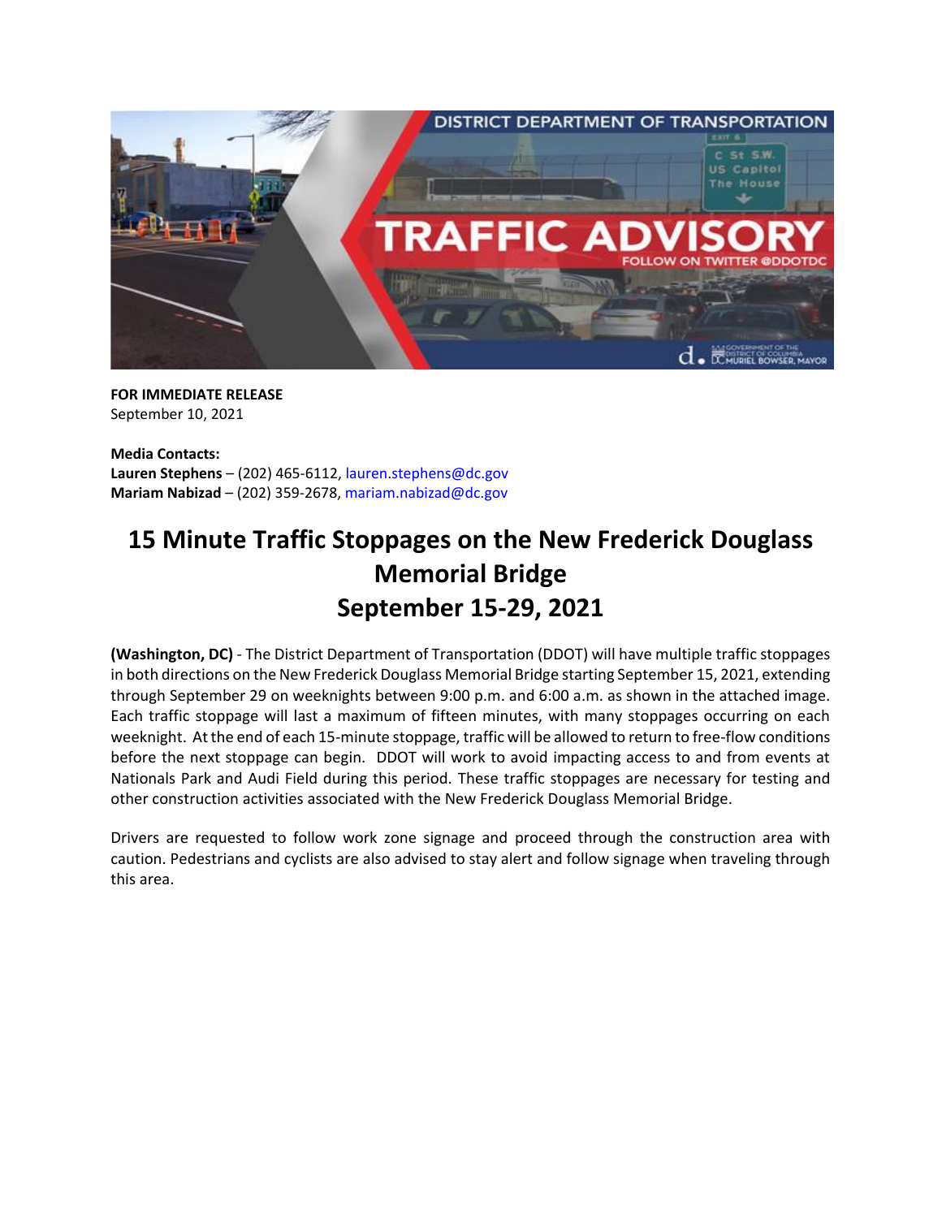**FOR IMMEDIATE RELEASE**
September 10, 2021

**Media Contacts:**
**Lauren Stephens** – (202) 465-6112, lauren.stephens@dc.gov
**Mariam Nabizad** – (202) 359-2678, mariam.nabizad@dc.gov

# 15 Minute Traffic Stoppages on the New Frederick Douglass Memorial Bridge September 15-29, 2021

**(Washington, DC)** - The District Department of Transportation (DDOT) will have multiple traffic stoppages in both directions on the New Frederick Douglass Memorial Bridge starting September 15, 2021, extending through September 29 on weeknights between 9:00 p.m. and 6:00 a.m. as shown in the attached image. Each traffic stoppage will last a maximum of fifteen minutes, with many stoppages occurring on each weeknight. At the end of each 15-minute stoppage, traffic will be allowed to return to free-flow conditions before the next stoppage can begin. DDOT will work to avoid impacting access to and from events at Nationals Park and Audi Field during this period. These traffic stoppages are necessary for testing and other construction activities associated with the New Frederick Douglass Memorial Bridge.

Drivers are requested to follow work zone signage and proceed through the construction area with caution. Pedestrians and cyclists are also advised to stay alert and follow signage when traveling through this area.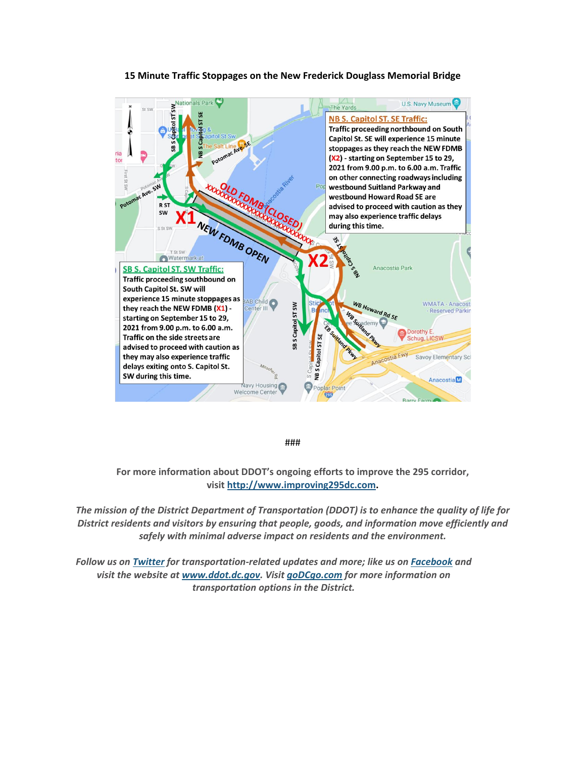**15 Minute Traffic Stoppages on the New Frederick Douglass Memorial Bridge**

NB S. Capitol ST. SE Traffic:
Traffic proceeding northbound on South Capitol St. SE will experience 15 minute stoppages as they reach the NEW FDMB (X2) - starting on September 15 to 29, 2021 from 9.00 p.m. to 6.00 a.m. Traffic on other connecting roadways including westbound Suitland Parkway and westbound Howard Road SE are advised to proceed with caution as they may also experience traffic delays during this time.

SB S. Capitol ST. SW Traffic:
Traffic proceeding southbound on South Capitol St. SW will experience 15 minute stoppages as they reach the NEW FDMB (X1) - starting on September 15 to 29, 2021 from 9.00 p.m. to 6.00 a.m. Traffic on the side streets are advised to proceed with caution as they may also experience traffic delays exiting onto S. Capitol St. SW during this time.

X1
X2
OLD FDMB (CLOSED)
NEW FDMB OPEN
SB S Capitol ST SW
NB S Capitol ST SE
Potomac Ave. SW
Potomac Ave SE
R ST SW
WB Howard Rd SE
WB Suitland Pkwy
EB Suitland Pkwy
SB S Capitol ST SW
NB S Capitol ST SE

###

**For more information about DDOT's ongoing efforts to improve the 295 corridor, visit [http://www.improving295dc.com](http://www.improving295dc.com).**

***The mission of the District Department of Transportation (DDOT) is to enhance the quality of life for District residents and visitors by ensuring that people, goods, and information move efficiently and safely with minimal adverse impact on residents and the environment.***

***Follow us on [Twitter](#) for transportation-related updates and more; like us on [Facebook](#) and visit the website at [www.ddot.dc.gov](http://www.ddot.dc.gov). Visit [goDCgo.com](http://goDCgo.com) for more information on transportation options in the District.***